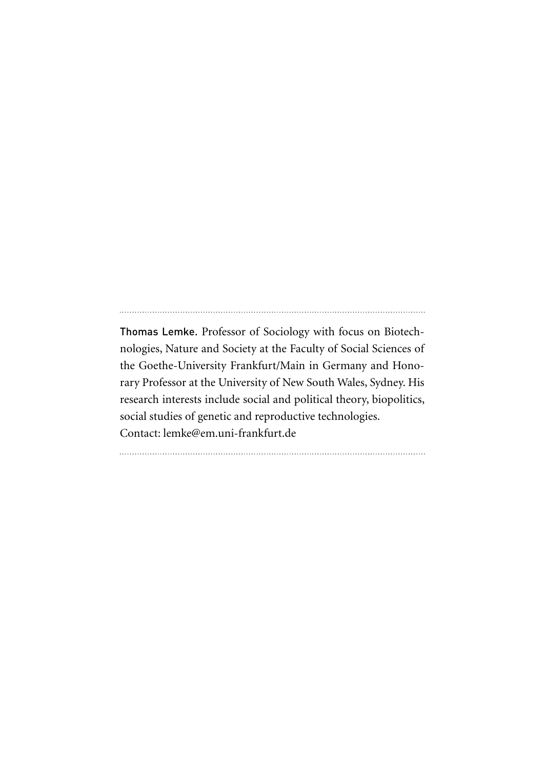**Thomas Lemke.** Professor of Sociology with focus on Biotechnologies, Nature and Society at the Faculty of Social Sciences of the Goethe-University Frankfurt/Main in Germany and Honorary Professor at the University of New South Wales, Sydney. His research interests include social and political theory, biopolitics, social studies of genetic and reproductive technologies.
Contact: lemke@em.uni-frankfurt.de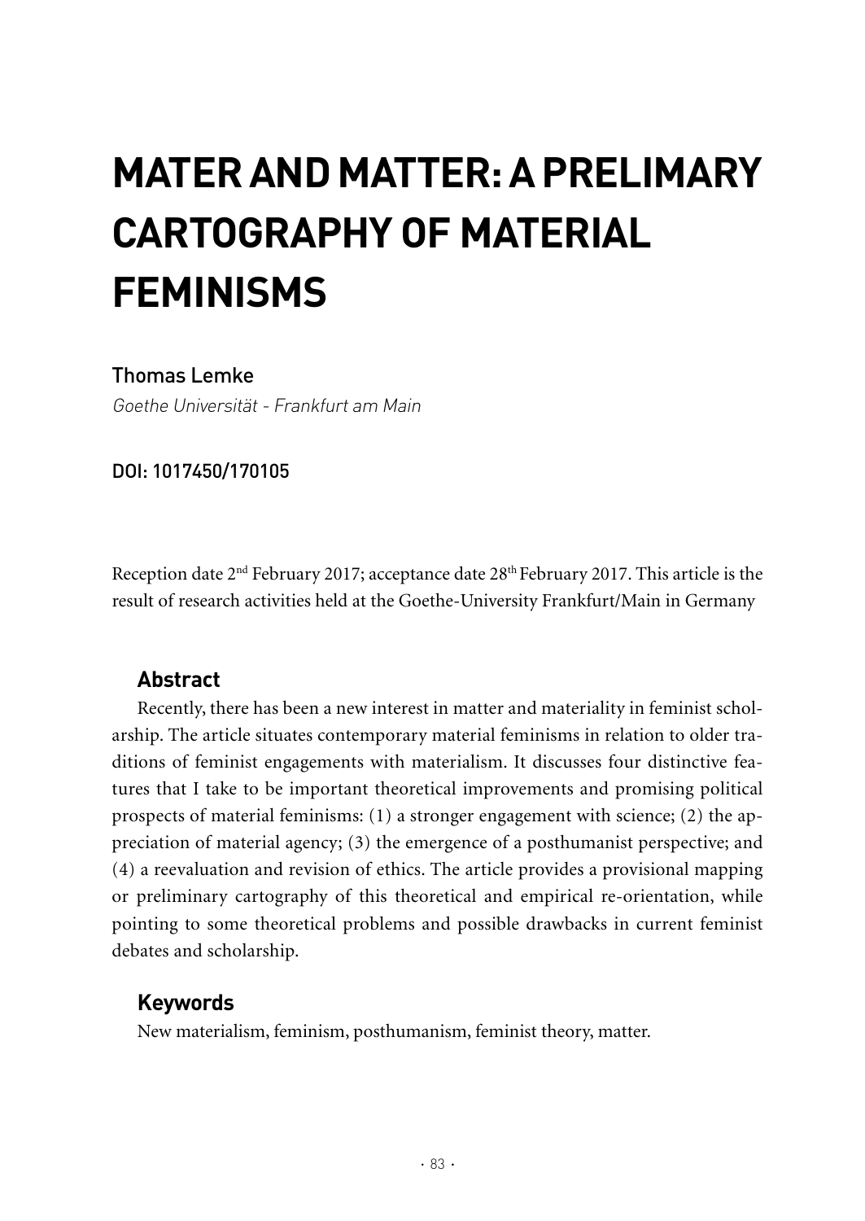# MATER AND MATTER: A PRELIMARY CARTOGRAPHY OF MATERIAL FEMINISMS

Thomas Lemke

*Goethe Universität - Frankfurt am Main*

**DOI: 1017450/170105**

Reception date 2nd February 2017; acceptance date 28th February 2017. This article is the result of research activities held at the Goethe-University Frankfurt/Main in Germany

## Abstract

Recently, there has been a new interest in matter and materiality in feminist scholarship. The article situates contemporary material feminisms in relation to older traditions of feminist engagements with materialism. It discusses four distinctive features that I take to be important theoretical improvements and promising political prospects of material feminisms: (1) a stronger engagement with science; (2) the appreciation of material agency; (3) the emergence of a posthumanist perspective; and (4) a reevaluation and revision of ethics. The article provides a provisional mapping or preliminary cartography of this theoretical and empirical re-orientation, while pointing to some theoretical problems and possible drawbacks in current feminist debates and scholarship.

## Keywords

New materialism, feminism, posthumanism, feminist theory, matter.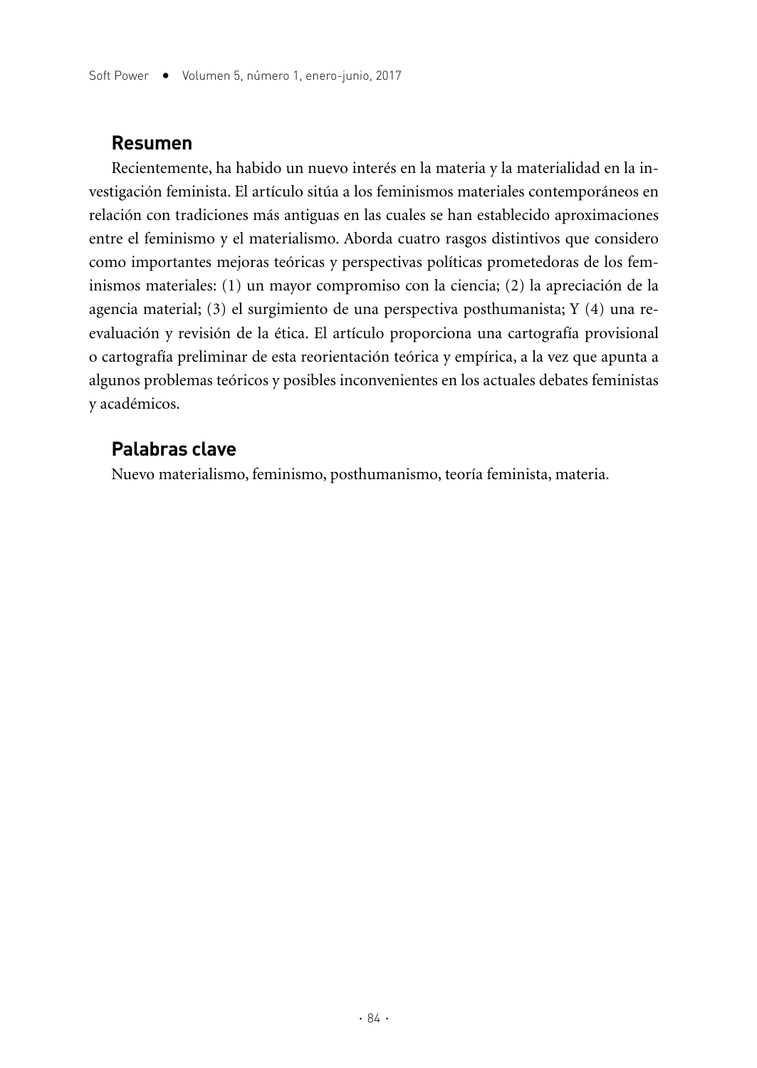## Resumen

Recientemente, ha habido un nuevo interés en la materia y la materialidad en la investigación feminista. El artículo sitúa a los feminismos materiales contemporáneos en relación con tradiciones más antiguas en las cuales se han establecido aproximaciones entre el feminismo y el materialismo. Aborda cuatro rasgos distintivos que considero como importantes mejoras teóricas y perspectivas políticas prometedoras de los feminismos materiales: (1) un mayor compromiso con la ciencia; (2) la apreciación de la agencia material; (3) el surgimiento de una perspectiva posthumanista; Y (4) una reevaluación y revisión de la ética. El artículo proporciona una cartografía provisional o cartografía preliminar de esta reorientación teórica y empírica, a la vez que apunta a algunos problemas teóricos y posibles inconvenientes en los actuales debates feministas y académicos.

## Palabras clave

Nuevo materialismo, feminismo, posthumanismo, teoría feminista, materia.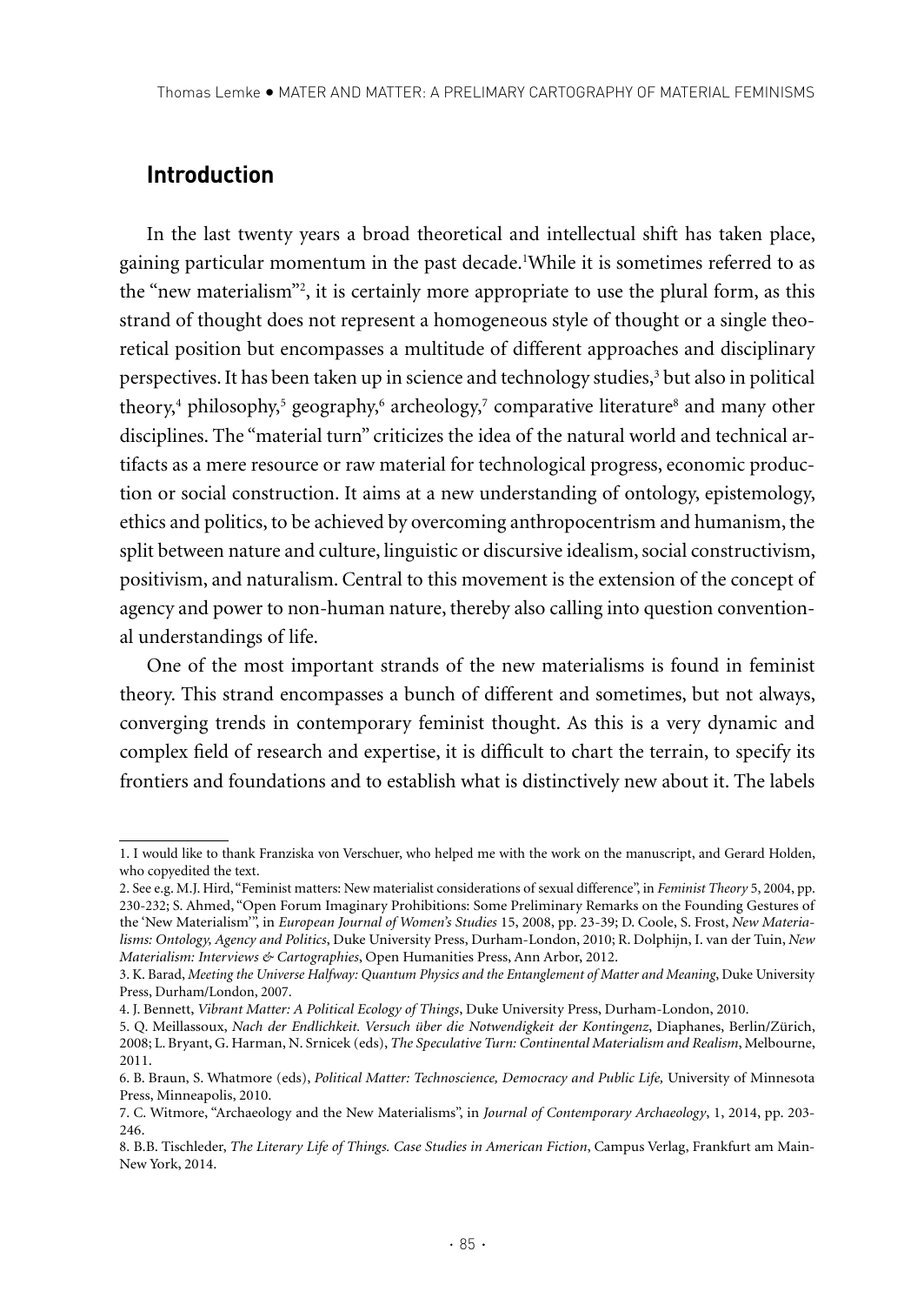## Introduction

In the last twenty years a broad theoretical and intellectual shift has taken place, gaining particular momentum in the past decade.[1] While it is sometimes referred to as the "new materialism"[2], it is certainly more appropriate to use the plural form, as this strand of thought does not represent a homogeneous style of thought or a single theoretical position but encompasses a multitude of different approaches and disciplinary perspectives. It has been taken up in science and technology studies,[3] but also in political theory,[4] philosophy,[5] geography,[6] archeology,[7] comparative literature[8] and many other disciplines. The "material turn" criticizes the idea of the natural world and technical artifacts as a mere resource or raw material for technological progress, economic production or social construction. It aims at a new understanding of ontology, epistemology, ethics and politics, to be achieved by overcoming anthropocentrism and humanism, the split between nature and culture, linguistic or discursive idealism, social constructivism, positivism, and naturalism. Central to this movement is the extension of the concept of agency and power to non-human nature, thereby also calling into question conventional understandings of life.

One of the most important strands of the new materialisms is found in feminist theory. This strand encompasses a bunch of different and sometimes, but not always, converging trends in contemporary feminist thought. As this is a very dynamic and complex field of research and expertise, it is difficult to chart the terrain, to specify its frontiers and foundations and to establish what is distinctively new about it. The labels

---

1. I would like to thank Franziska von Verschuer, who helped me with the work on the manuscript, and Gerard Holden, who copyedited the text.

2. See e.g. M.J. Hird, "Feminist matters: New materialist considerations of sexual difference", in *Feminist Theory* 5, 2004, pp. 230-232; S. Ahmed, "Open Forum Imaginary Prohibitions: Some Preliminary Remarks on the Founding Gestures of the 'New Materialism'", in *European Journal of Women's Studies* 15, 2008, pp. 23-39; D. Coole, S. Frost, *New Materialisms: Ontology, Agency and Politics*, Duke University Press, Durham-London, 2010; R. Dolphijn, I. van der Tuin, *New Materialism: Interviews & Cartographies*, Open Humanities Press, Ann Arbor, 2012.

3. K. Barad, *Meeting the Universe Halfway: Quantum Physics and the Entanglement of Matter and Meaning*, Duke University Press, Durham/London, 2007.

4. J. Bennett, *Vibrant Matter: A Political Ecology of Things*, Duke University Press, Durham-London, 2010.

5. Q. Meillassoux, *Nach der Endlichkeit. Versuch über die Notwendigkeit der Kontingenz*, Diaphanes, Berlin/Zürich, 2008; L. Bryant, G. Harman, N. Srnicek (eds), *The Speculative Turn: Continental Materialism and Realism*, Melbourne, 2011.

6. B. Braun, S. Whatmore (eds), *Political Matter: Technoscience, Democracy and Public Life,* University of Minnesota Press, Minneapolis, 2010.

7. C. Witmore, "Archaeology and the New Materialisms", in *Journal of Contemporary Archaeology*, 1, 2014, pp. 203-246.

8. B.B. Tischleder, *The Literary Life of Things. Case Studies in American Fiction*, Campus Verlag, Frankfurt am Main-New York, 2014.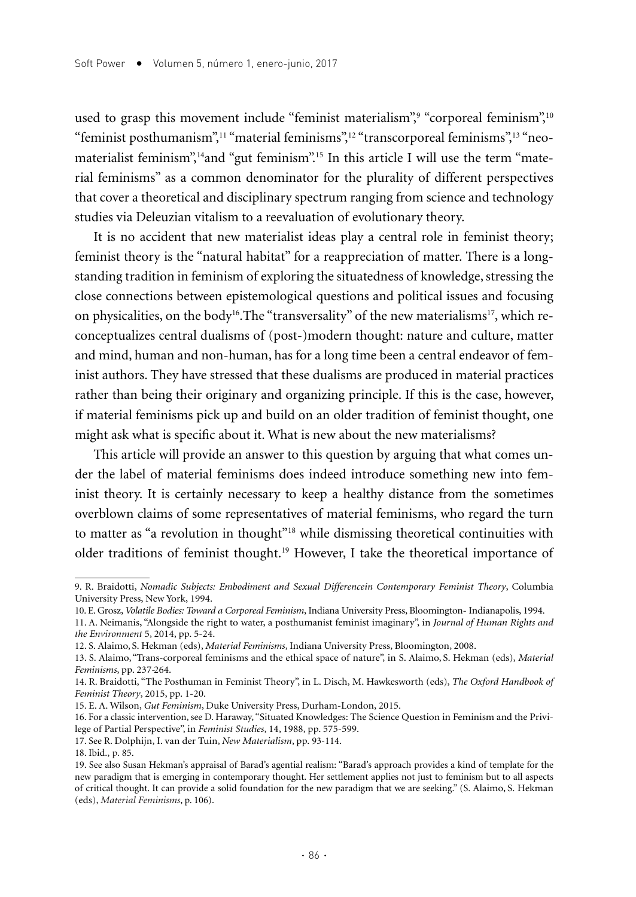used to grasp this movement include "feminist materialism",[9] "corporeal feminism",[10] "feminist posthumanism",[11] "material feminisms",[12] "transcorporeal feminisms",[13] "neo-materialist feminism",[14] and "gut feminism".[15] In this article I will use the term "material feminisms" as a common denominator for the plurality of different perspectives that cover a theoretical and disciplinary spectrum ranging from science and technology studies via Deleuzian vitalism to a reevaluation of evolutionary theory.

It is no accident that new materialist ideas play a central role in feminist theory; feminist theory is the "natural habitat" for a reappreciation of matter. There is a long-standing tradition in feminism of exploring the situatedness of knowledge, stressing the close connections between epistemological questions and political issues and focusing on physicalities, on the body[16]. The "transversality" of the new materialisms[17], which reconceptualizes central dualisms of (post-)modern thought: nature and culture, matter and mind, human and non-human, has for a long time been a central endeavor of feminist authors. They have stressed that these dualisms are produced in material practices rather than being their originary and organizing principle. If this is the case, however, if material feminisms pick up and build on an older tradition of feminist thought, one might ask what is specific about it. What is new about the new materialisms?

This article will provide an answer to this question by arguing that what comes under the label of material feminisms does indeed introduce something new into feminist theory. It is certainly necessary to keep a healthy distance from the sometimes overblown claims of some representatives of material feminisms, who regard the turn to matter as "a revolution in thought"[18] while dismissing theoretical continuities with older traditions of feminist thought.[19] However, I take the theoretical importance of

---

9. R. Braidotti, *Nomadic Subjects: Embodiment and Sexual Differencein Contemporary Feminist Theory*, Columbia University Press, New York, 1994.

10. E. Grosz, *Volatile Bodies: Toward a Corporeal Feminism*, Indiana University Press, Bloomington- Indianapolis, 1994.

11. A. Neimanis, "Alongside the right to water, a posthumanist feminist imaginary", in *Journal of Human Rights and the Environment* 5, 2014, pp. 5-24.

12. S. Alaimo, S. Hekman (eds), *Material Feminisms*, Indiana University Press, Bloomington, 2008.

13. S. Alaimo, "Trans-corporeal feminisms and the ethical space of nature", in S. Alaimo, S. Hekman (eds), *Material Feminisms*, pp. 237-264.

14. R. Braidotti, "The Posthuman in Feminist Theory", in L. Disch, M. Hawkesworth (eds), *The Oxford Handbook of Feminist Theory*, 2015, pp. 1-20.

15. E. A. Wilson, *Gut Feminism*, Duke University Press, Durham-London, 2015.

16. For a classic intervention, see D. Haraway, "Situated Knowledges: The Science Question in Feminism and the Privilege of Partial Perspective", in *Feminist Studies*, 14, 1988, pp. 575-599.

17. See R. Dolphijn, I. van der Tuin, *New Materialism*, pp. 93-114.

18. Ibid., p. 85.

19. See also Susan Hekman's appraisal of Barad's agential realism: "Barad's approach provides a kind of template for the new paradigm that is emerging in contemporary thought. Her settlement applies not just to feminism but to all aspects of critical thought. It can provide a solid foundation for the new paradigm that we are seeking." (S. Alaimo, S. Hekman (eds), *Material Feminisms*, p. 106).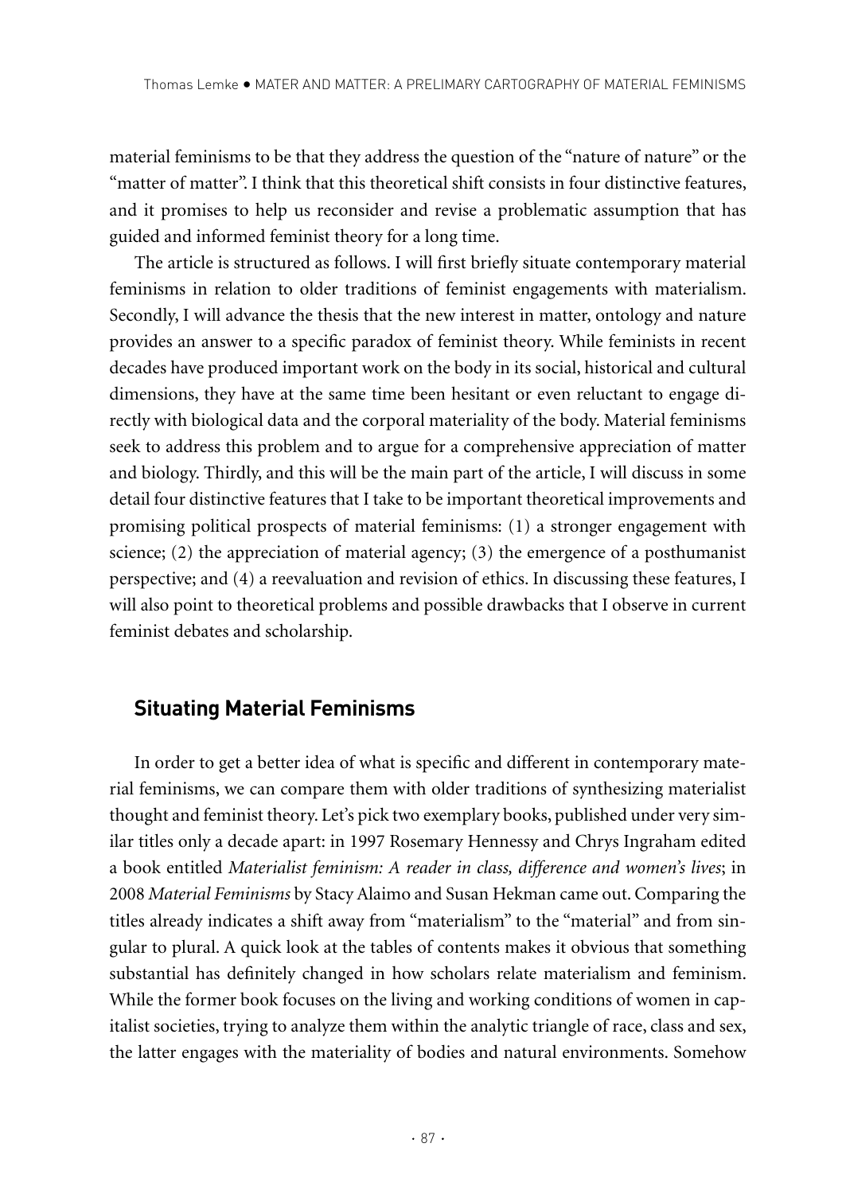material feminisms to be that they address the question of the "nature of nature" or the "matter of matter". I think that this theoretical shift consists in four distinctive features, and it promises to help us reconsider and revise a problematic assumption that has guided and informed feminist theory for a long time.

The article is structured as follows. I will first briefly situate contemporary material feminisms in relation to older traditions of feminist engagements with materialism. Secondly, I will advance the thesis that the new interest in matter, ontology and nature provides an answer to a specific paradox of feminist theory. While feminists in recent decades have produced important work on the body in its social, historical and cultural dimensions, they have at the same time been hesitant or even reluctant to engage directly with biological data and the corporal materiality of the body. Material feminisms seek to address this problem and to argue for a comprehensive appreciation of matter and biology. Thirdly, and this will be the main part of the article, I will discuss in some detail four distinctive features that I take to be important theoretical improvements and promising political prospects of material feminisms: (1) a stronger engagement with science; (2) the appreciation of material agency; (3) the emergence of a posthumanist perspective; and (4) a reevaluation and revision of ethics. In discussing these features, I will also point to theoretical problems and possible drawbacks that I observe in current feminist debates and scholarship.

## Situating Material Feminisms

In order to get a better idea of what is specific and different in contemporary material feminisms, we can compare them with older traditions of synthesizing materialist thought and feminist theory. Let's pick two exemplary books, published under very similar titles only a decade apart: in 1997 Rosemary Hennessy and Chrys Ingraham edited a book entitled *Materialist feminism: A reader in class, difference and women's lives*; in 2008 *Material Feminisms* by Stacy Alaimo and Susan Hekman came out. Comparing the titles already indicates a shift away from "materialism" to the "material" and from singular to plural. A quick look at the tables of contents makes it obvious that something substantial has definitely changed in how scholars relate materialism and feminism. While the former book focuses on the living and working conditions of women in capitalist societies, trying to analyze them within the analytic triangle of race, class and sex, the latter engages with the materiality of bodies and natural environments. Somehow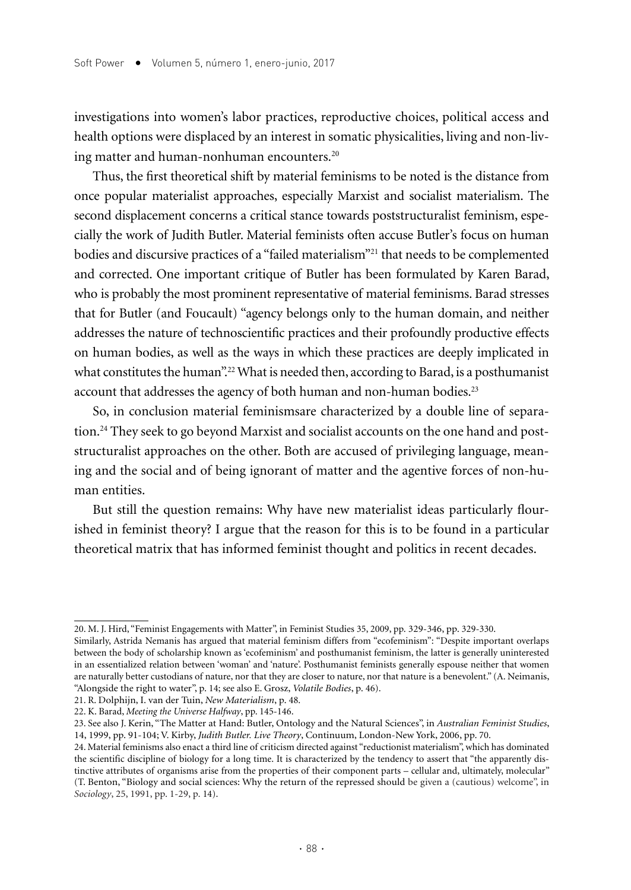investigations into women's labor practices, reproductive choices, political access and health options were displaced by an interest in somatic physicalities, living and non-living matter and human-nonhuman encounters.[20]

Thus, the first theoretical shift by material feminisms to be noted is the distance from once popular materialist approaches, especially Marxist and socialist materialism. The second displacement concerns a critical stance towards poststructuralist feminism, especially the work of Judith Butler. Material feminists often accuse Butler's focus on human bodies and discursive practices of a "failed materialism"[21] that needs to be complemented and corrected. One important critique of Butler has been formulated by Karen Barad, who is probably the most prominent representative of material feminisms. Barad stresses that for Butler (and Foucault) "agency belongs only to the human domain, and neither addresses the nature of technoscientific practices and their profoundly productive effects on human bodies, as well as the ways in which these practices are deeply implicated in what constitutes the human".[22] What is needed then, according to Barad, is a posthumanist account that addresses the agency of both human and non-human bodies.[23]

So, in conclusion material feminismsare characterized by a double line of separation.[24] They seek to go beyond Marxist and socialist accounts on the one hand and poststructuralist approaches on the other. Both are accused of privileging language, meaning and the social and of being ignorant of matter and the agentive forces of non-human entities.

But still the question remains: Why have new materialist ideas particularly flourished in feminist theory? I argue that the reason for this is to be found in a particular theoretical matrix that has informed feminist thought and politics in recent decades.

---

20. M. J. Hird, "Feminist Engagements with Matter", in Feminist Studies 35, 2009, pp. 329-346, pp. 329-330.
Similarly, Astrida Nemanis has argued that material feminism differs from "ecofeminism": "Despite important overlaps between the body of scholarship known as 'ecofeminism' and posthumanist feminism, the latter is generally uninterested in an essentialized relation between 'woman' and 'nature'. Posthumanist feminists generally espouse neither that women are naturally better custodians of nature, nor that they are closer to nature, nor that nature is a benevolent." (A. Neimanis, "Alongside the right to water", p. 14; see also E. Grosz, *Volatile Bodies*, p. 46).

21. R. Dolphijn, I. van der Tuin, *New Materialism*, p. 48.

22. K. Barad, *Meeting the Universe Halfway*, pp. 145-146.

23. See also J. Kerin, "The Matter at Hand: Butler, Ontology and the Natural Sciences", in *Australian Feminist Studies*, 14, 1999, pp. 91-104; V. Kirby, *Judith Butler. Live Theory*, Continuum, London-New York, 2006, pp. 70.

24. Material feminisms also enact a third line of criticism directed against "reductionist materialism", which has dominated the scientific discipline of biology for a long time. It is characterized by the tendency to assert that "the apparently distinctive attributes of organisms arise from the properties of their component parts – cellular and, ultimately, molecular" (T. Benton, "Biology and social sciences: Why the return of the repressed should be given a (cautious) welcome", in *Sociology*, 25, 1991, pp. 1-29, p. 14).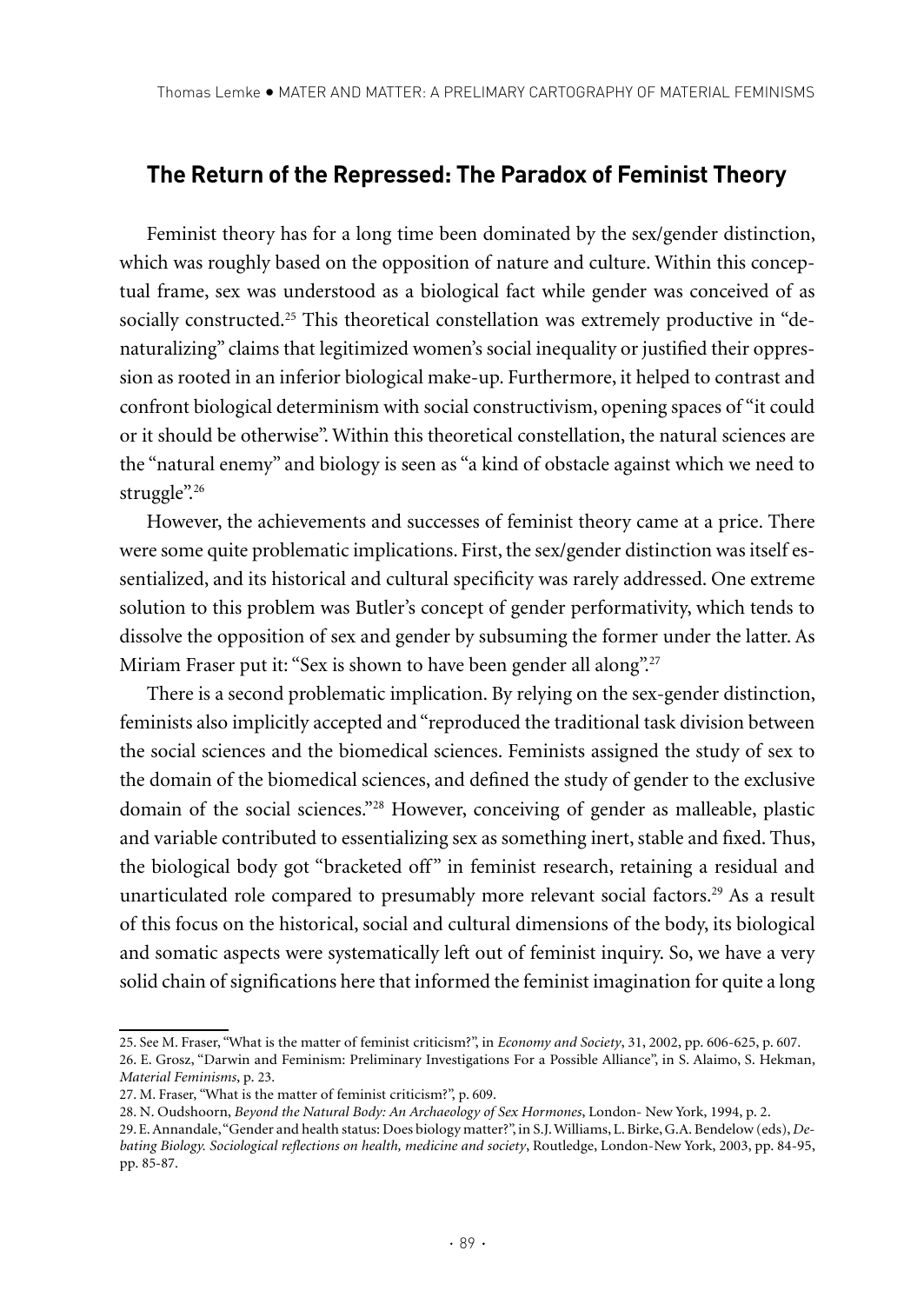## The Return of the Repressed: The Paradox of Feminist Theory

Feminist theory has for a long time been dominated by the sex/gender distinction, which was roughly based on the opposition of nature and culture. Within this conceptual frame, sex was understood as a biological fact while gender was conceived of as socially constructed.[25] This theoretical constellation was extremely productive in "denaturalizing" claims that legitimized women's social inequality or justified their oppression as rooted in an inferior biological make-up. Furthermore, it helped to contrast and confront biological determinism with social constructivism, opening spaces of "it could or it should be otherwise". Within this theoretical constellation, the natural sciences are the "natural enemy" and biology is seen as "a kind of obstacle against which we need to struggle".[26]

However, the achievements and successes of feminist theory came at a price. There were some quite problematic implications. First, the sex/gender distinction was itself essentialized, and its historical and cultural specificity was rarely addressed. One extreme solution to this problem was Butler's concept of gender performativity, which tends to dissolve the opposition of sex and gender by subsuming the former under the latter. As Miriam Fraser put it: "Sex is shown to have been gender all along".[27]

There is a second problematic implication. By relying on the sex-gender distinction, feminists also implicitly accepted and "reproduced the traditional task division between the social sciences and the biomedical sciences. Feminists assigned the study of sex to the domain of the biomedical sciences, and defined the study of gender to the exclusive domain of the social sciences."[28] However, conceiving of gender as malleable, plastic and variable contributed to essentializing sex as something inert, stable and fixed. Thus, the biological body got "bracketed off" in feminist research, retaining a residual and unarticulated role compared to presumably more relevant social factors.[29] As a result of this focus on the historical, social and cultural dimensions of the body, its biological and somatic aspects were systematically left out of feminist inquiry. So, we have a very solid chain of significations here that informed the feminist imagination for quite a long

25. See M. Fraser, "What is the matter of feminist criticism?", in *Economy and Society*, 31, 2002, pp. 606-625, p. 607.

26. E. Grosz, "Darwin and Feminism: Preliminary Investigations For a Possible Alliance", in S. Alaimo, S. Hekman, *Material Feminisms*, p. 23.

27. M. Fraser, "What is the matter of feminist criticism?", p. 609.

28. N. Oudshoorn, *Beyond the Natural Body: An Archaeology of Sex Hormones*, London- New York, 1994, p. 2.

29. E. Annandale, "Gender and health status: Does biology matter?", in S.J. Williams, L. Birke, G.A. Bendelow (eds), *Debating Biology. Sociological reflections on health, medicine and society*, Routledge, London-New York, 2003, pp. 84-95, pp. 85-87.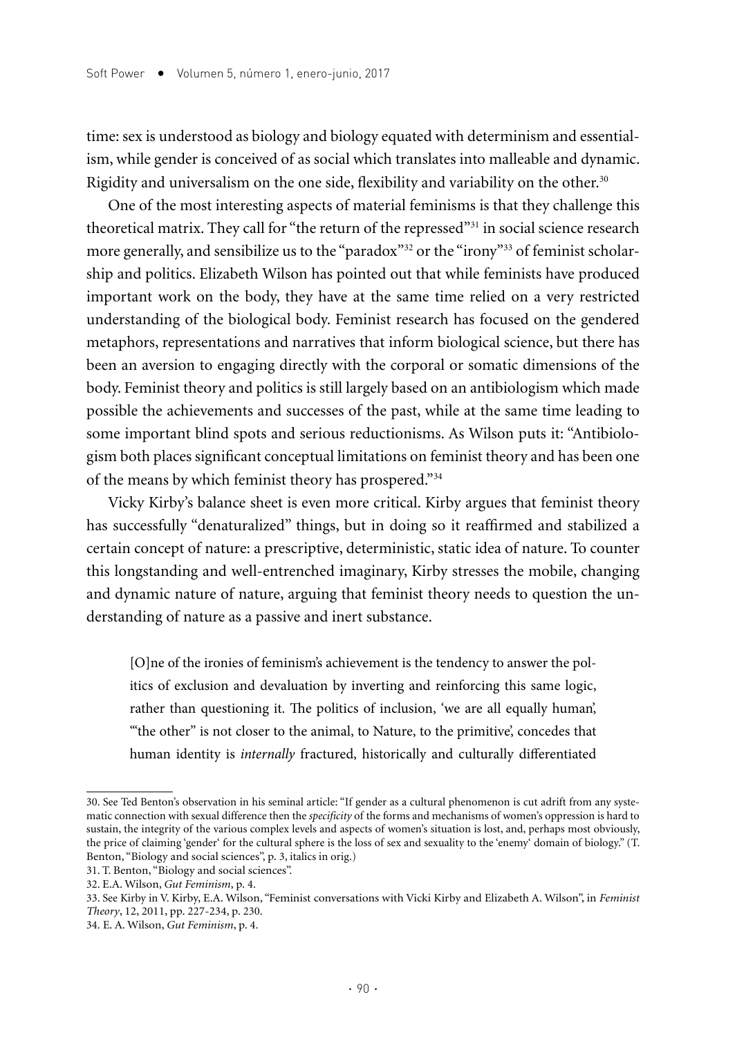time: sex is understood as biology and biology equated with determinism and essentialism, while gender is conceived of as social which translates into malleable and dynamic. Rigidity and universalism on the one side, flexibility and variability on the other.[30]

One of the most interesting aspects of material feminisms is that they challenge this theoretical matrix. They call for "the return of the repressed"[31] in social science research more generally, and sensibilize us to the "paradox"[32] or the "irony"[33] of feminist scholarship and politics. Elizabeth Wilson has pointed out that while feminists have produced important work on the body, they have at the same time relied on a very restricted understanding of the biological body. Feminist research has focused on the gendered metaphors, representations and narratives that inform biological science, but there has been an aversion to engaging directly with the corporal or somatic dimensions of the body. Feminist theory and politics is still largely based on an antibiologism which made possible the achievements and successes of the past, while at the same time leading to some important blind spots and serious reductionisms. As Wilson puts it: "Antibiologism both places significant conceptual limitations on feminist theory and has been one of the means by which feminist theory has prospered."[34]

Vicky Kirby's balance sheet is even more critical. Kirby argues that feminist theory has successfully "denaturalized" things, but in doing so it reaffirmed and stabilized a certain concept of nature: a prescriptive, deterministic, static idea of nature. To counter this longstanding and well-entrenched imaginary, Kirby stresses the mobile, changing and dynamic nature of nature, arguing that feminist theory needs to question the understanding of nature as a passive and inert substance.

> [O]ne of the ironies of feminism's achievement is the tendency to answer the politics of exclusion and devaluation by inverting and reinforcing this same logic, rather than questioning it. The politics of inclusion, 'we are all equally human', '"the other" is not closer to the animal, to Nature, to the primitive', concedes that human identity is *internally* fractured, historically and culturally differentiated

30. See Ted Benton's observation in his seminal article: "If gender as a cultural phenomenon is cut adrift from any systematic connection with sexual difference then the *specificity* of the forms and mechanisms of women's oppression is hard to sustain, the integrity of the various complex levels and aspects of women's situation is lost, and, perhaps most obviously, the price of claiming 'gender' for the cultural sphere is the loss of sex and sexuality to the 'enemy' domain of biology." (T. Benton, "Biology and social sciences", p. 3, italics in orig.)

31. T. Benton, "Biology and social sciences".

32. E.A. Wilson, *Gut Feminism*, p. 4.

33. See Kirby in V. Kirby, E.A. Wilson, "Feminist conversations with Vicki Kirby and Elizabeth A. Wilson", in *Feminist Theory*, 12, 2011, pp. 227-234, p. 230.

34. E. A. Wilson, *Gut Feminism*, p. 4.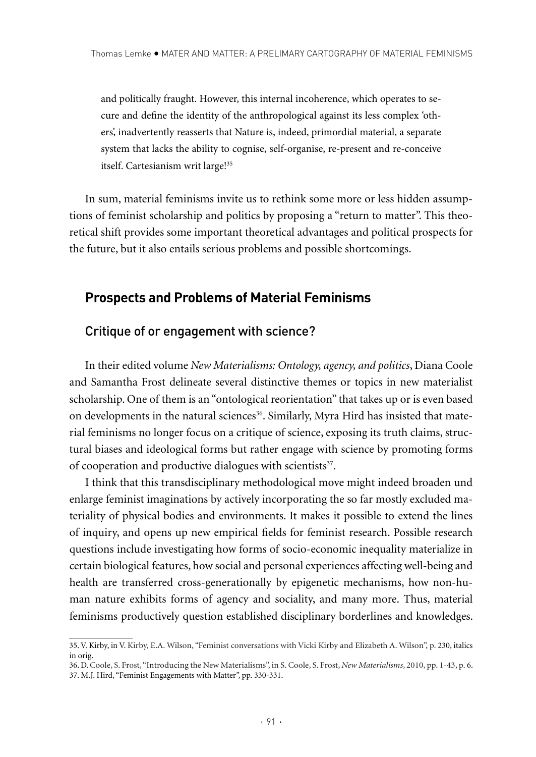> and politically fraught. However, this internal incoherence, which operates to secure and define the identity of the anthropological against its less complex 'others', inadvertently reasserts that Nature is, indeed, primordial material, a separate system that lacks the ability to cognise, self-organise, re-present and re-conceive itself. Cartesianism writ large![35]

In sum, material feminisms invite us to rethink some more or less hidden assumptions of feminist scholarship and politics by proposing a "return to matter". This theoretical shift provides some important theoretical advantages and political prospects for the future, but it also entails serious problems and possible shortcomings.

## Prospects and Problems of Material Feminisms

### Critique of or engagement with science?

In their edited volume *New Materialisms: Ontology, agency, and politics*, Diana Coole and Samantha Frost delineate several distinctive themes or topics in new materialist scholarship. One of them is an "ontological reorientation" that takes up or is even based on developments in the natural sciences[36]. Similarly, Myra Hird has insisted that material feminisms no longer focus on a critique of science, exposing its truth claims, structural biases and ideological forms but rather engage with science by promoting forms of cooperation and productive dialogues with scientists[37].

I think that this transdisciplinary methodological move might indeed broaden und enlarge feminist imaginations by actively incorporating the so far mostly excluded materiality of physical bodies and environments. It makes it possible to extend the lines of inquiry, and opens up new empirical fields for feminist research. Possible research questions include investigating how forms of socio-economic inequality materialize in certain biological features, how social and personal experiences affecting well-being and health are transferred cross-generationally by epigenetic mechanisms, how non-human nature exhibits forms of agency and sociality, and many more. Thus, material feminisms productively question established disciplinary borderlines and knowledges.

35. V. Kirby, in V. Kirby, E.A. Wilson, "Feminist conversations with Vicki Kirby and Elizabeth A. Wilson", p. 230, italics in orig.

36. D. Coole, S. Frost, "Introducing the New Materialisms", in S. Coole, S. Frost, *New Materialisms*, 2010, pp. 1-43, p. 6.

37. M.J. Hird, "Feminist Engagements with Matter", pp. 330-331.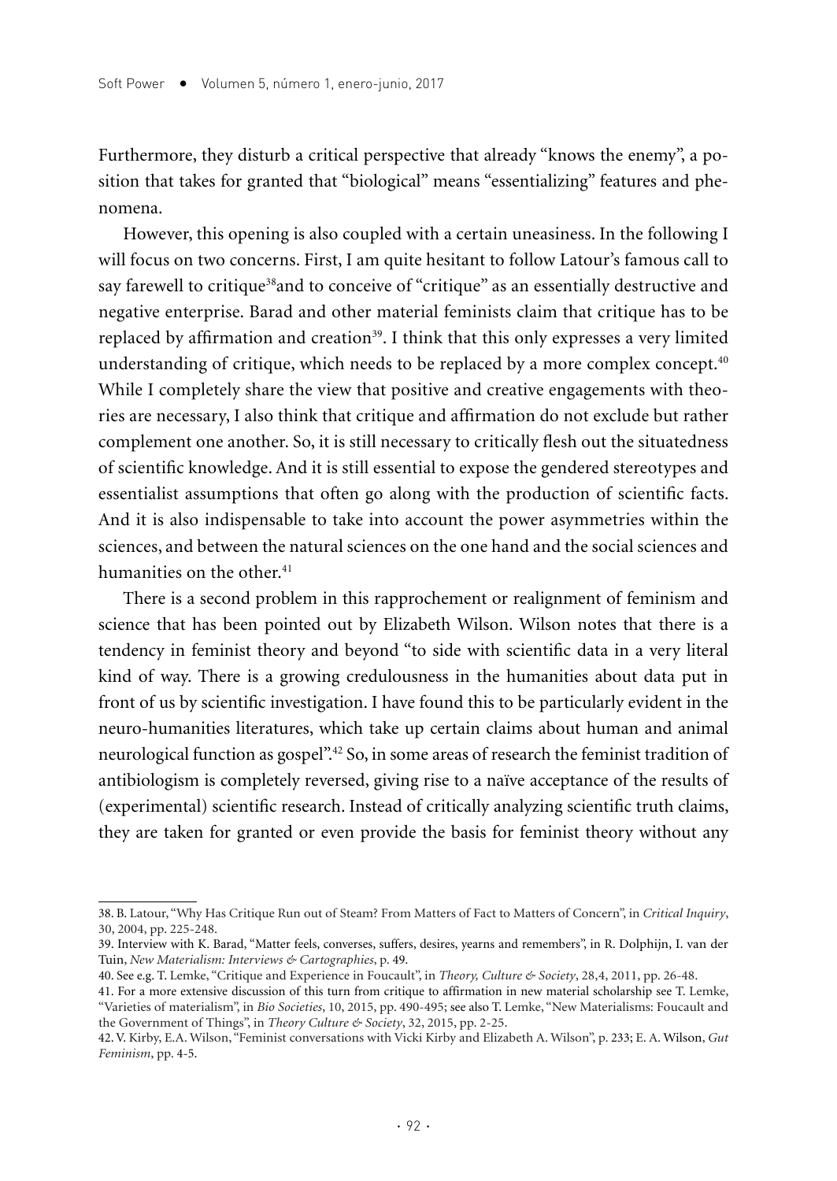Furthermore, they disturb a critical perspective that already "knows the enemy", a position that takes for granted that "biological" means "essentializing" features and phenomena.

However, this opening is also coupled with a certain uneasiness. In the following I will focus on two concerns. First, I am quite hesitant to follow Latour's famous call to say farewell to critique[38]and to conceive of "critique" as an essentially destructive and negative enterprise. Barad and other material feminists claim that critique has to be replaced by affirmation and creation[39]. I think that this only expresses a very limited understanding of critique, which needs to be replaced by a more complex concept.[40] While I completely share the view that positive and creative engagements with theories are necessary, I also think that critique and affirmation do not exclude but rather complement one another. So, it is still necessary to critically flesh out the situatedness of scientific knowledge. And it is still essential to expose the gendered stereotypes and essentialist assumptions that often go along with the production of scientific facts. And it is also indispensable to take into account the power asymmetries within the sciences, and between the natural sciences on the one hand and the social sciences and humanities on the other.[41]

There is a second problem in this rapprochement or realignment of feminism and science that has been pointed out by Elizabeth Wilson. Wilson notes that there is a tendency in feminist theory and beyond "to side with scientific data in a very literal kind of way. There is a growing credulousness in the humanities about data put in front of us by scientific investigation. I have found this to be particularly evident in the neuro-humanities literatures, which take up certain claims about human and animal neurological function as gospel".[42] So, in some areas of research the feminist tradition of antibiologism is completely reversed, giving rise to a naïve acceptance of the results of (experimental) scientific research. Instead of critically analyzing scientific truth claims, they are taken for granted or even provide the basis for feminist theory without any

---

38. B. Latour, "Why Has Critique Run out of Steam? From Matters of Fact to Matters of Concern", in *Critical Inquiry*, 30, 2004, pp. 225-248.

39. Interview with K. Barad, "Matter feels, converses, suffers, desires, yearns and remembers", in R. Dolphijn, I. van der Tuin, *New Materialism: Interviews & Cartographies*, p. 49.

40. See e.g. T. Lemke, "Critique and Experience in Foucault", in *Theory, Culture & Society*, 28,4, 2011, pp. 26-48.

41. For a more extensive discussion of this turn from critique to affirmation in new material scholarship see T. Lemke, "Varieties of materialism", in *Bio Societies*, 10, 2015, pp. 490-495; see also T. Lemke, "New Materialisms: Foucault and the Government of Things", in *Theory Culture & Society*, 32, 2015, pp. 2-25.

42. V. Kirby, E.A. Wilson, "Feminist conversations with Vicki Kirby and Elizabeth A. Wilson", p. 233; E. A. Wilson, *Gut Feminism*, pp. 4-5.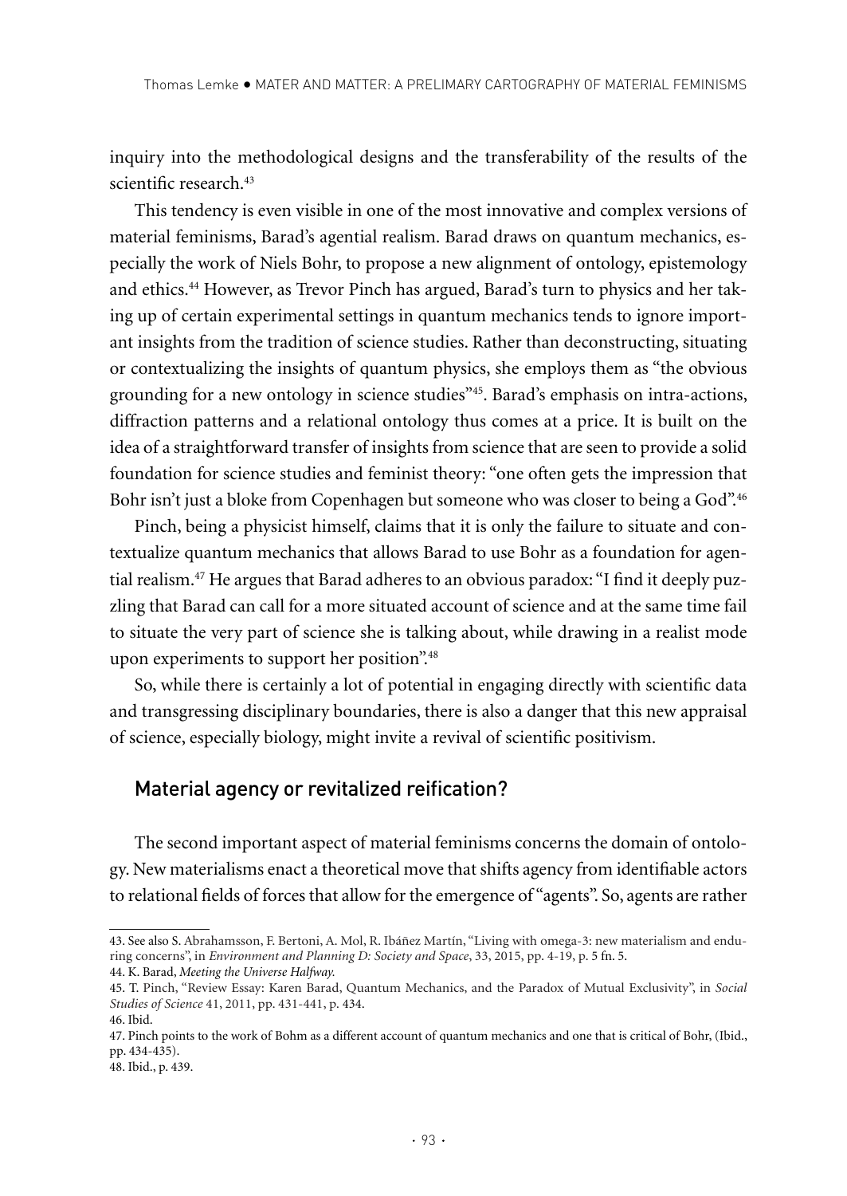inquiry into the methodological designs and the transferability of the results of the scientific research.[43]

This tendency is even visible in one of the most innovative and complex versions of material feminisms, Barad's agential realism. Barad draws on quantum mechanics, especially the work of Niels Bohr, to propose a new alignment of ontology, epistemology and ethics.[44] However, as Trevor Pinch has argued, Barad's turn to physics and her taking up of certain experimental settings in quantum mechanics tends to ignore important insights from the tradition of science studies. Rather than deconstructing, situating or contextualizing the insights of quantum physics, she employs them as "the obvious grounding for a new ontology in science studies"[45]. Barad's emphasis on intra-actions, diffraction patterns and a relational ontology thus comes at a price. It is built on the idea of a straightforward transfer of insights from science that are seen to provide a solid foundation for science studies and feminist theory: "one often gets the impression that Bohr isn't just a bloke from Copenhagen but someone who was closer to being a God".[46]

Pinch, being a physicist himself, claims that it is only the failure to situate and contextualize quantum mechanics that allows Barad to use Bohr as a foundation for agential realism.[47] He argues that Barad adheres to an obvious paradox: "I find it deeply puzzling that Barad can call for a more situated account of science and at the same time fail to situate the very part of science she is talking about, while drawing in a realist mode upon experiments to support her position".[48]

So, while there is certainly a lot of potential in engaging directly with scientific data and transgressing disciplinary boundaries, there is also a danger that this new appraisal of science, especially biology, might invite a revival of scientific positivism.

## Material agency or revitalized reification?

The second important aspect of material feminisms concerns the domain of ontology. New materialisms enact a theoretical move that shifts agency from identifiable actors to relational fields of forces that allow for the emergence of "agents". So, agents are rather

43. See also S. Abrahamsson, F. Bertoni, A. Mol, R. Ibáñez Martín, "Living with omega-3: new materialism and enduring concerns", in *Environment and Planning D: Society and Space*, 33, 2015, pp. 4-19, p. 5 fn. 5.

44. K. Barad, *Meeting the Universe Halfway.*

45. T. Pinch, "Review Essay: Karen Barad, Quantum Mechanics, and the Paradox of Mutual Exclusivity", in *Social Studies of Science* 41, 2011, pp. 431-441, p. 434.

46. Ibid.

47. Pinch points to the work of Bohm as a different account of quantum mechanics and one that is critical of Bohr, (Ibid., pp. 434-435).

48. Ibid., p. 439.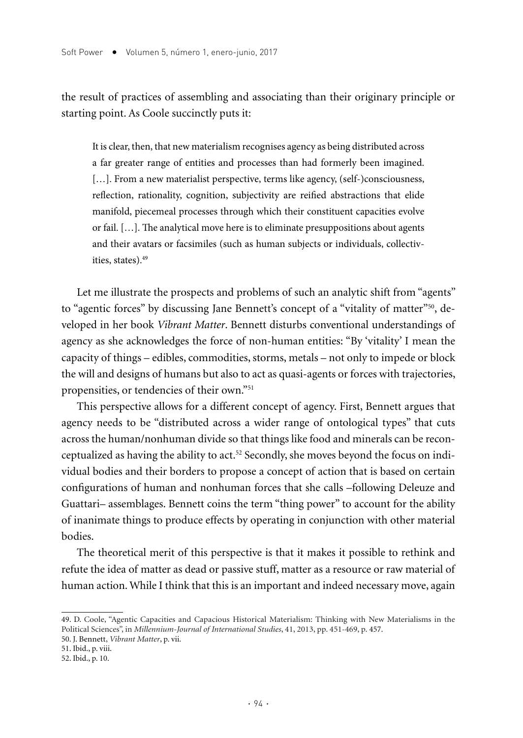the result of practices of assembling and associating than their originary principle or starting point. As Coole succinctly puts it:

> It is clear, then, that new materialism recognises agency as being distributed across a far greater range of entities and processes than had formerly been imagined. […]. From a new materialist perspective, terms like agency, (self-)consciousness, reflection, rationality, cognition, subjectivity are reified abstractions that elide manifold, piecemeal processes through which their constituent capacities evolve or fail. […]. The analytical move here is to eliminate presuppositions about agents and their avatars or facsimiles (such as human subjects or individuals, collectivities, states).[49]

Let me illustrate the prospects and problems of such an analytic shift from "agents" to "agentic forces" by discussing Jane Bennett's concept of a "vitality of matter"[50], developed in her book *Vibrant Matter*. Bennett disturbs conventional understandings of agency as she acknowledges the force of non-human entities: "By 'vitality' I mean the capacity of things – edibles, commodities, storms, metals – not only to impede or block the will and designs of humans but also to act as quasi-agents or forces with trajectories, propensities, or tendencies of their own."[51]

This perspective allows for a different concept of agency. First, Bennett argues that agency needs to be "distributed across a wider range of ontological types" that cuts across the human/nonhuman divide so that things like food and minerals can be reconceptualized as having the ability to act.[52] Secondly, she moves beyond the focus on individual bodies and their borders to propose a concept of action that is based on certain configurations of human and nonhuman forces that she calls –following Deleuze and Guattari– assemblages. Bennett coins the term "thing power" to account for the ability of inanimate things to produce effects by operating in conjunction with other material bodies.

The theoretical merit of this perspective is that it makes it possible to rethink and refute the idea of matter as dead or passive stuff, matter as a resource or raw material of human action. While I think that this is an important and indeed necessary move, again

---

49. D. Coole, "Agentic Capacities and Capacious Historical Materialism: Thinking with New Materialisms in the Political Sciences", in *Millennium-Journal of International Studies*, 41, 2013, pp. 451-469, p. 457.

50. J. Bennett, *Vibrant Matter*, p. vii.

51. Ibid., p. viii.

52. Ibid., p. 10.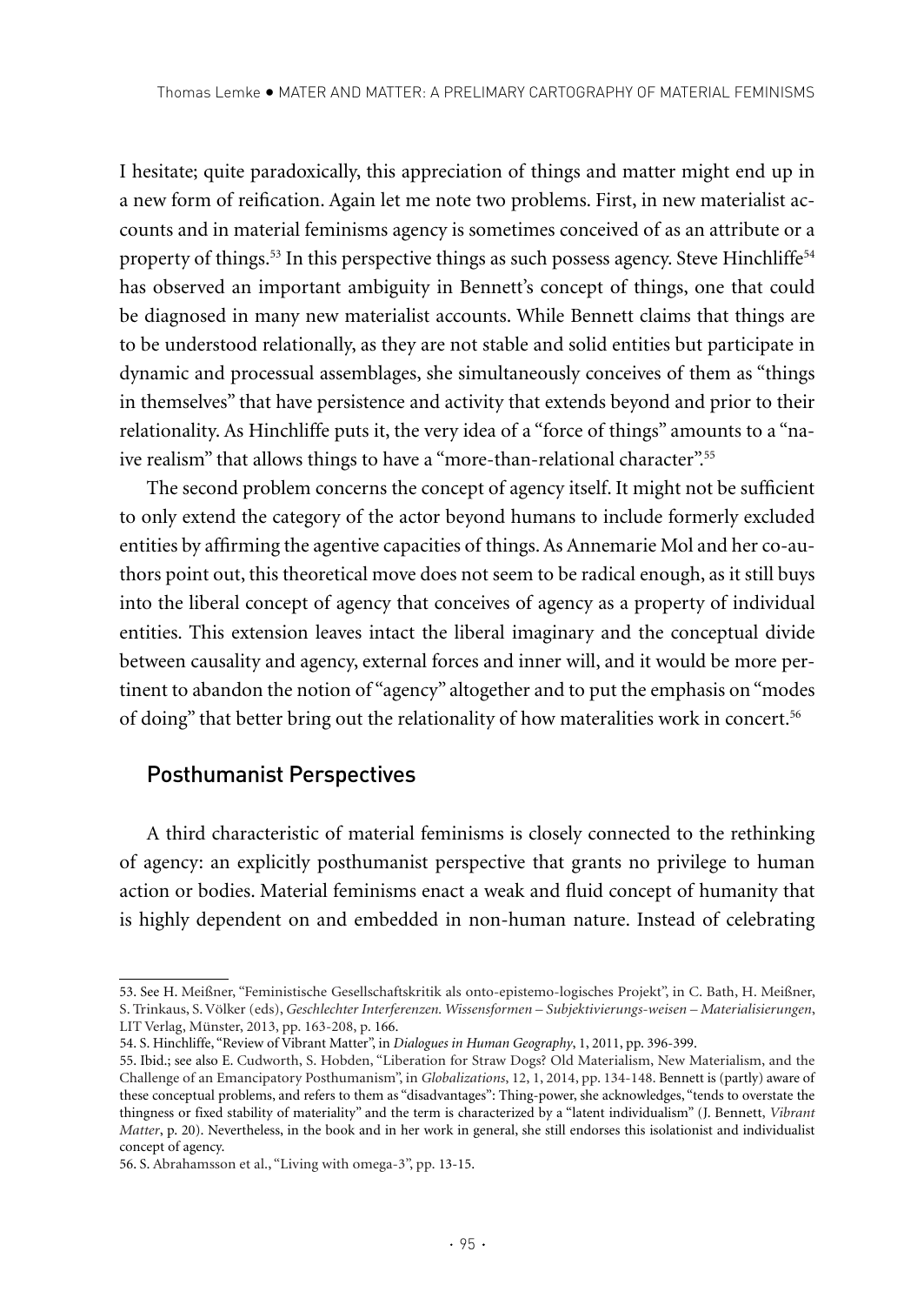I hesitate; quite paradoxically, this appreciation of things and matter might end up in a new form of reification. Again let me note two problems. First, in new materialist accounts and in material feminisms agency is sometimes conceived of as an attribute or a property of things.[53] In this perspective things as such possess agency. Steve Hinchliffe[54] has observed an important ambiguity in Bennett's concept of things, one that could be diagnosed in many new materialist accounts. While Bennett claims that things are to be understood relationally, as they are not stable and solid entities but participate in dynamic and processual assemblages, she simultaneously conceives of them as "things in themselves" that have persistence and activity that extends beyond and prior to their relationality. As Hinchliffe puts it, the very idea of a "force of things" amounts to a "naive realism" that allows things to have a "more-than-relational character".[55]

The second problem concerns the concept of agency itself. It might not be sufficient to only extend the category of the actor beyond humans to include formerly excluded entities by affirming the agentive capacities of things. As Annemarie Mol and her co-authors point out, this theoretical move does not seem to be radical enough, as it still buys into the liberal concept of agency that conceives of agency as a property of individual entities. This extension leaves intact the liberal imaginary and the conceptual divide between causality and agency, external forces and inner will, and it would be more pertinent to abandon the notion of "agency" altogether and to put the emphasis on "modes of doing" that better bring out the relationality of how materalities work in concert.[56]

## Posthumanist Perspectives

A third characteristic of material feminisms is closely connected to the rethinking of agency: an explicitly posthumanist perspective that grants no privilege to human action or bodies. Material feminisms enact a weak and fluid concept of humanity that is highly dependent on and embedded in non-human nature. Instead of celebrating

---

53. See H. Meißner, "Feministische Gesellschaftskritik als onto-epistemo-logisches Projekt", in C. Bath, H. Meißner, S. Trinkaus, S. Völker (eds), *Geschlechter Interferenzen. Wissensformen – Subjektivierungs-weisen – Materialisierungen*, LIT Verlag, Münster, 2013, pp. 163-208, p. 166.

54. S. Hinchliffe, "Review of Vibrant Matter", in *Dialogues in Human Geography*, 1, 2011, pp. 396-399.

55. Ibid.; see also E. Cudworth, S. Hobden, "Liberation for Straw Dogs? Old Materialism, New Materialism, and the Challenge of an Emancipatory Posthumanism", in *Globalizations*, 12, 1, 2014, pp. 134-148. Bennett is (partly) aware of these conceptual problems, and refers to them as "disadvantages": Thing-power, she acknowledges, "tends to overstate the thingness or fixed stability of materiality" and the term is characterized by a "latent individualism" (J. Bennett, *Vibrant Matter*, p. 20). Nevertheless, in the book and in her work in general, she still endorses this isolationist and individualist concept of agency.

56. S. Abrahamsson et al., "Living with omega-3", pp. 13-15.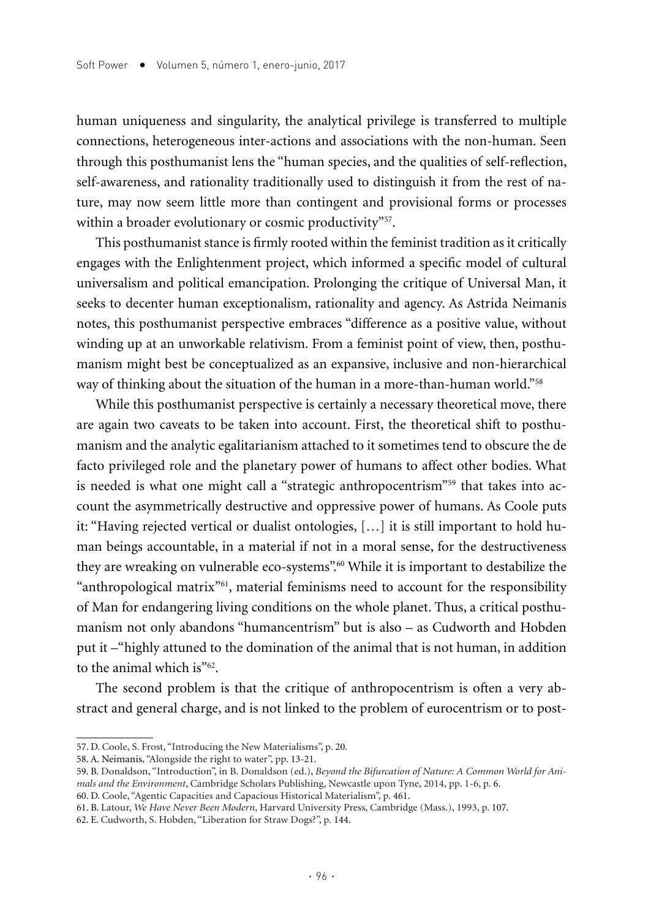human uniqueness and singularity, the analytical privilege is transferred to multiple connections, heterogeneous inter-actions and associations with the non-human. Seen through this posthumanist lens the "human species, and the qualities of self-reflection, self-awareness, and rationality traditionally used to distinguish it from the rest of nature, may now seem little more than contingent and provisional forms or processes within a broader evolutionary or cosmic productivity"[57].

This posthumanist stance is firmly rooted within the feminist tradition as it critically engages with the Enlightenment project, which informed a specific model of cultural universalism and political emancipation. Prolonging the critique of Universal Man, it seeks to decenter human exceptionalism, rationality and agency. As Astrida Neimanis notes, this posthumanist perspective embraces "difference as a positive value, without winding up at an unworkable relativism. From a feminist point of view, then, posthumanism might best be conceptualized as an expansive, inclusive and non-hierarchical way of thinking about the situation of the human in a more-than-human world."[58]

While this posthumanist perspective is certainly a necessary theoretical move, there are again two caveats to be taken into account. First, the theoretical shift to posthumanism and the analytic egalitarianism attached to it sometimes tend to obscure the de facto privileged role and the planetary power of humans to affect other bodies. What is needed is what one might call a "strategic anthropocentrism"[59] that takes into account the asymmetrically destructive and oppressive power of humans. As Coole puts it: "Having rejected vertical or dualist ontologies, […] it is still important to hold human beings accountable, in a material if not in a moral sense, for the destructiveness they are wreaking on vulnerable eco-systems".[60] While it is important to destabilize the "anthropological matrix"[61], material feminisms need to account for the responsibility of Man for endangering living conditions on the whole planet. Thus, a critical posthumanism not only abandons "humancentrism" but is also – as Cudworth and Hobden put it –"highly attuned to the domination of the animal that is not human, in addition to the animal which is"[62].

The second problem is that the critique of anthropocentrism is often a very abstract and general charge, and is not linked to the problem of eurocentrism or to post-

---

57. D. Coole, S. Frost, "Introducing the New Materialisms", p. 20.

58. A. Neimanis, "Alongside the right to water", pp. 13-21.

59. B. Donaldson, "Introduction", in B. Donaldson (ed.), *Beyond the Bifurcation of Nature: A Common World for Animals and the Environment*, Cambridge Scholars Publishing, Newcastle upon Tyne, 2014, pp. 1-6, p. 6.

60. D. Coole, "Agentic Capacities and Capacious Historical Materialism", p. 461.

61. B. Latour, *We Have Never Been Modern*, Harvard University Press, Cambridge (Mass.), 1993, p. 107.

62. E. Cudworth, S. Hobden, "Liberation for Straw Dogs?", p. 144.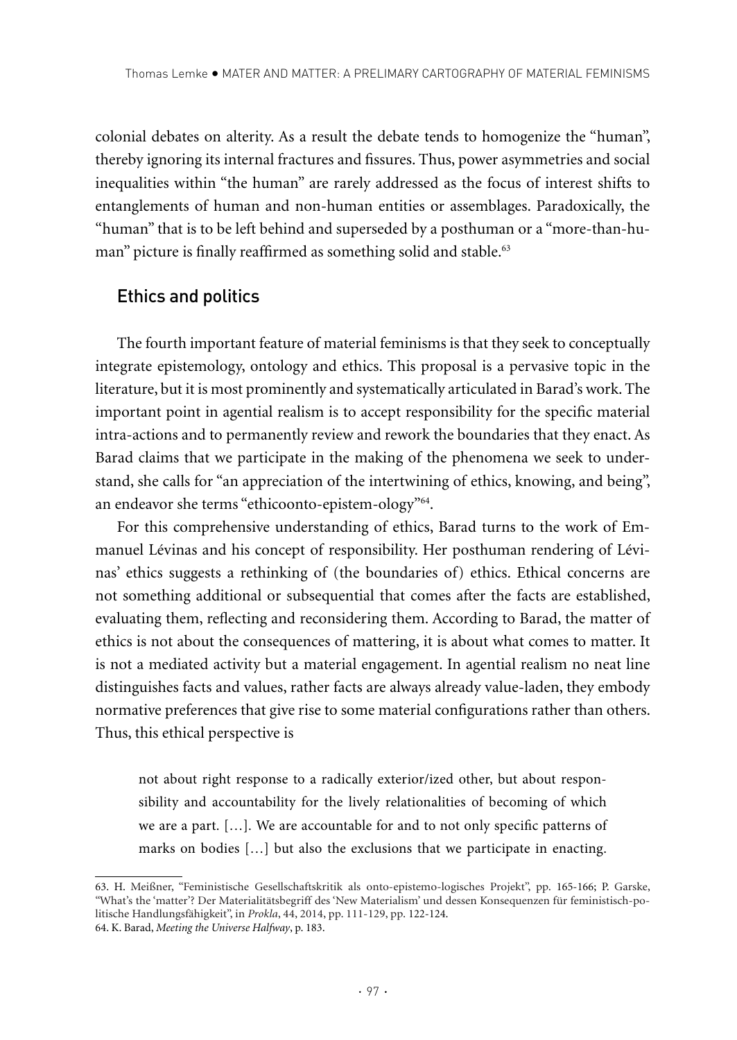colonial debates on alterity. As a result the debate tends to homogenize the "human", thereby ignoring its internal fractures and fissures. Thus, power asymmetries and social inequalities within "the human" are rarely addressed as the focus of interest shifts to entanglements of human and non-human entities or assemblages. Paradoxically, the "human" that is to be left behind and superseded by a posthuman or a "more-than-human" picture is finally reaffirmed as something solid and stable.[63]

## Ethics and politics

The fourth important feature of material feminisms is that they seek to conceptually integrate epistemology, ontology and ethics. This proposal is a pervasive topic in the literature, but it is most prominently and systematically articulated in Barad's work. The important point in agential realism is to accept responsibility for the specific material intra-actions and to permanently review and rework the boundaries that they enact. As Barad claims that we participate in the making of the phenomena we seek to understand, she calls for "an appreciation of the intertwining of ethics, knowing, and being", an endeavor she terms "ethicoonto-epistem-ology"[64].

For this comprehensive understanding of ethics, Barad turns to the work of Emmanuel Lévinas and his concept of responsibility. Her posthuman rendering of Lévinas' ethics suggests a rethinking of (the boundaries of) ethics. Ethical concerns are not something additional or subsequential that comes after the facts are established, evaluating them, reflecting and reconsidering them. According to Barad, the matter of ethics is not about the consequences of mattering, it is about what comes to matter. It is not a mediated activity but a material engagement. In agential realism no neat line distinguishes facts and values, rather facts are always already value-laden, they embody normative preferences that give rise to some material configurations rather than others. Thus, this ethical perspective is

> not about right response to a radically exterior/ized other, but about responsibility and accountability for the lively relationalities of becoming of which we are a part. […]. We are accountable for and to not only specific patterns of marks on bodies […] but also the exclusions that we participate in enacting.

63. H. Meißner, "Feministische Gesellschaftskritik als onto-epistemo-logisches Projekt", pp. 165-166; P. Garske, "What's the 'matter'? Der Materialitätsbegriff des 'New Materialism' und dessen Konsequenzen für feministisch-politische Handlungsfähigkeit", in *Prokla*, 44, 2014, pp. 111-129, pp. 122-124.

64. K. Barad, *Meeting the Universe Halfway*, p. 183.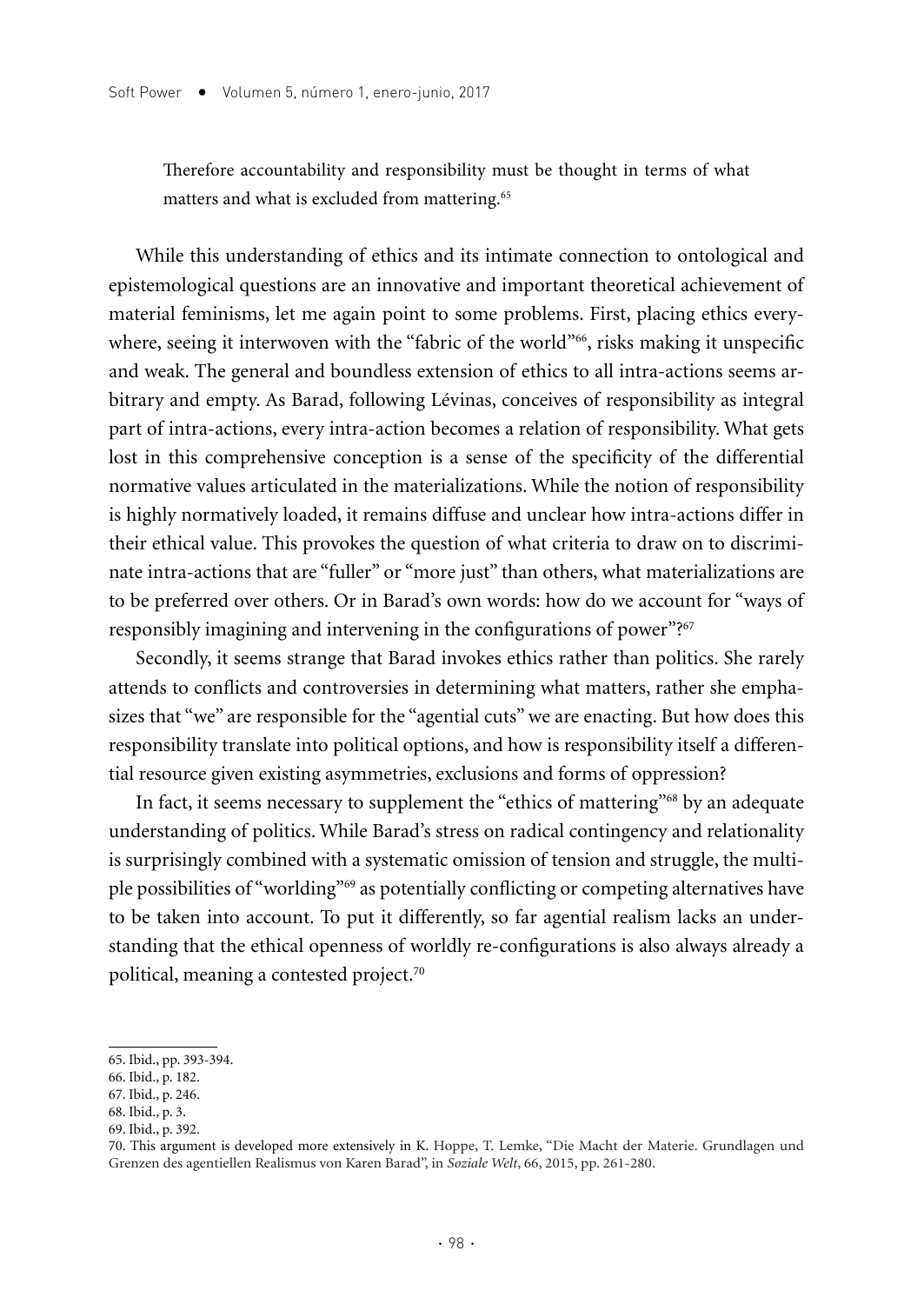> Therefore accountability and responsibility must be thought in terms of what matters and what is excluded from mattering.[65]

While this understanding of ethics and its intimate connection to ontological and epistemological questions are an innovative and important theoretical achievement of material feminisms, let me again point to some problems. First, placing ethics everywhere, seeing it interwoven with the "fabric of the world"[66], risks making it unspecific and weak. The general and boundless extension of ethics to all intra-actions seems arbitrary and empty. As Barad, following Lévinas, conceives of responsibility as integral part of intra-actions, every intra-action becomes a relation of responsibility. What gets lost in this comprehensive conception is a sense of the specificity of the differential normative values articulated in the materializations. While the notion of responsibility is highly normatively loaded, it remains diffuse and unclear how intra-actions differ in their ethical value. This provokes the question of what criteria to draw on to discriminate intra-actions that are "fuller" or "more just" than others, what materializations are to be preferred over others. Or in Barad's own words: how do we account for "ways of responsibly imagining and intervening in the configurations of power"?[67]

Secondly, it seems strange that Barad invokes ethics rather than politics. She rarely attends to conflicts and controversies in determining what matters, rather she emphasizes that "we" are responsible for the "agential cuts" we are enacting. But how does this responsibility translate into political options, and how is responsibility itself a differential resource given existing asymmetries, exclusions and forms of oppression?

In fact, it seems necessary to supplement the "ethics of mattering"[68] by an adequate understanding of politics. While Barad's stress on radical contingency and relationality is surprisingly combined with a systematic omission of tension and struggle, the multiple possibilities of "worlding"[69] as potentially conflicting or competing alternatives have to be taken into account. To put it differently, so far agential realism lacks an understanding that the ethical openness of worldly re-configurations is also always already a political, meaning a contested project.[70]

---

65. Ibid., pp. 393-394.
66. Ibid., p. 182.
67. Ibid., p. 246.
68. Ibid., p. 3.
69. Ibid., p. 392.
70. This argument is developed more extensively in K. Hoppe, T. Lemke, "Die Macht der Materie. Grundlagen und Grenzen des agentiellen Realismus von Karen Barad", in *Soziale Welt*, 66, 2015, pp. 261-280.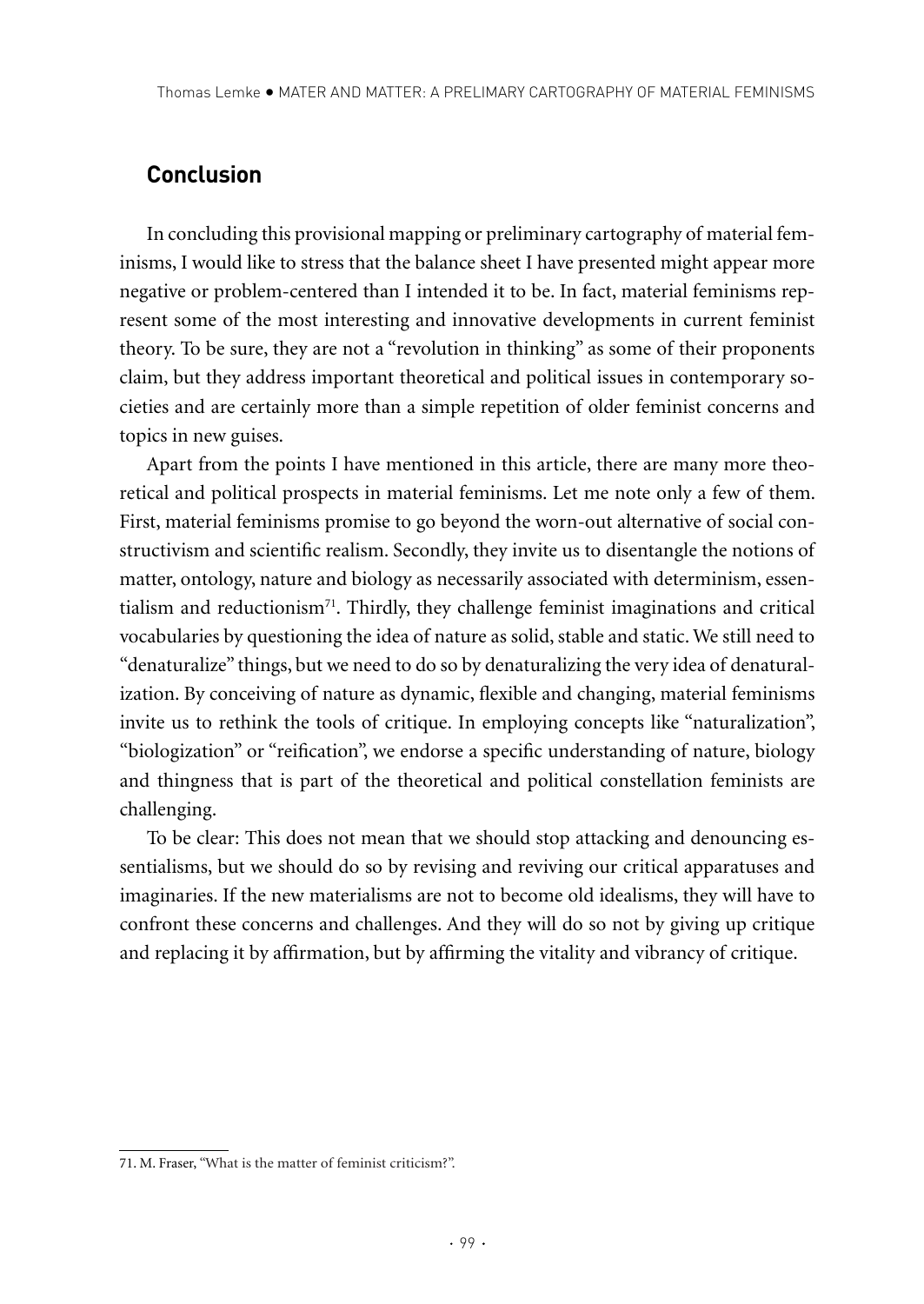## Conclusion

In concluding this provisional mapping or preliminary cartography of material feminisms, I would like to stress that the balance sheet I have presented might appear more negative or problem-centered than I intended it to be. In fact, material feminisms represent some of the most interesting and innovative developments in current feminist theory. To be sure, they are not a "revolution in thinking" as some of their proponents claim, but they address important theoretical and political issues in contemporary societies and are certainly more than a simple repetition of older feminist concerns and topics in new guises.

Apart from the points I have mentioned in this article, there are many more theoretical and political prospects in material feminisms. Let me note only a few of them. First, material feminisms promise to go beyond the worn-out alternative of social constructivism and scientific realism. Secondly, they invite us to disentangle the notions of matter, ontology, nature and biology as necessarily associated with determinism, essentialism and reductionism[71]. Thirdly, they challenge feminist imaginations and critical vocabularies by questioning the idea of nature as solid, stable and static. We still need to "denaturalize" things, but we need to do so by denaturalizing the very idea of denaturalization. By conceiving of nature as dynamic, flexible and changing, material feminisms invite us to rethink the tools of critique. In employing concepts like "naturalization", "biologization" or "reification", we endorse a specific understanding of nature, biology and thingness that is part of the theoretical and political constellation feminists are challenging.

To be clear: This does not mean that we should stop attacking and denouncing essentialisms, but we should do so by revising and reviving our critical apparatuses and imaginaries. If the new materialisms are not to become old idealisms, they will have to confront these concerns and challenges. And they will do so not by giving up critique and replacing it by affirmation, but by affirming the vitality and vibrancy of critique.

71. M. Fraser, "What is the matter of feminist criticism?".